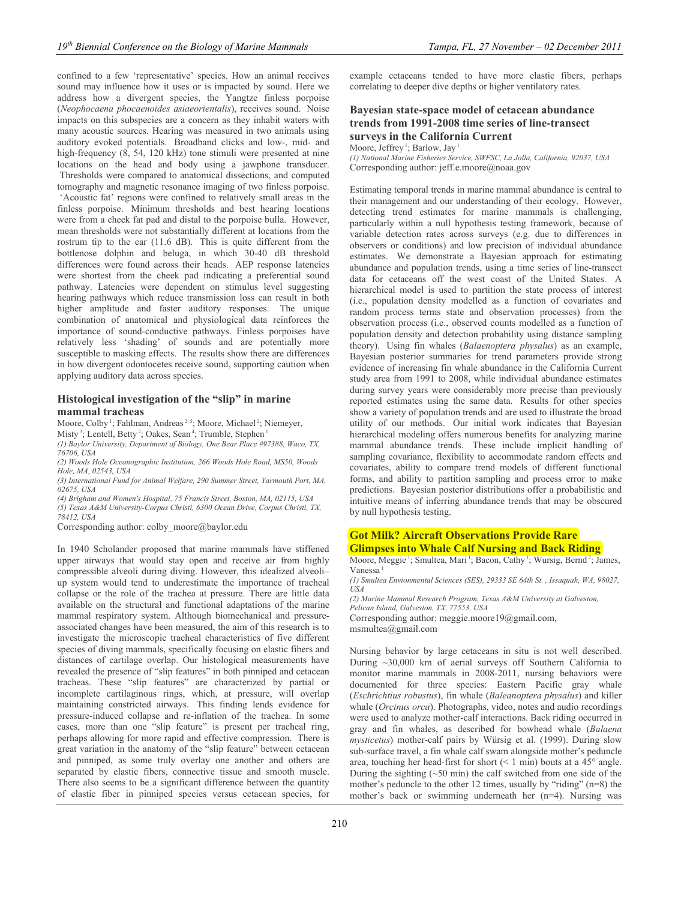confined to a few 'representative' species. How an animal receives sound may influence how it uses or is impacted by sound. Here we address how a divergent species, the Yangtze finless porpoise (*Neophocaena phocaenoides asiaeorientalis*), receives sound. Noise impacts on this subspecies are a concern as they inhabit waters with many acoustic sources. Hearing was measured in two animals using auditory evoked potentials. Broadband clicks and low-, mid- and high-frequency (8, 54, 120 kHz) tone stimuli were presented at nine locations on the head and body using a jawphone transducer. Thresholds were compared to anatomical dissections, and computed tomography and magnetic resonance imaging of two finless porpoise. 'Acoustic fat' regions were confined to relatively small areas in the finless porpoise. Minimum thresholds and best hearing locations were from a cheek fat pad and distal to the porpoise bulla. However, mean thresholds were not substantially different at locations from the rostrum tip to the ear (11.6 dB). This is quite different from the bottlenose dolphin and beluga, in which 30-40 dB threshold differences were found across their heads. AEP response latencies were shortest from the cheek pad indicating a preferential sound pathway. Latencies were dependent on stimulus level suggesting hearing pathways which reduce transmission loss can result in both higher amplitude and faster auditory responses. The unique combination of anatomical and physiological data reinforces the importance of sound-conductive pathways. Finless porpoises have relatively less 'shading' of sounds and are potentially more susceptible to masking effects. The results show there are differences in how divergent odontocetes receive sound, supporting caution when applying auditory data across species.

### Histological investigation of the "slip" in marine mammal tracheas

Moore, Colby [1]; Fahlman, Andreas [2, 5]; Moore, Michael [2]; Niemeyer, Misty [3]; Lentell, Betty [2]; Oakes, Sean [4]; Trumble, Stephen [1]

*(1) Baylor University, Department of Biology, One Bear Place #97388, Waco, TX, 76706, USA*
*(2) Woods Hole Oceanographic Institution, 266 Woods Hole Road, MS50, Woods Hole, MA, 02543, USA*
*(3) International Fund for Animal Welfare, 290 Summer Street, Yarmouth Port, MA, 02675, USA*
*(4) Brigham and Women's Hospital, 75 Francis Street, Boston, MA, 02115, USA*
*(5) Texas A&M University-Corpus Christi, 6300 Ocean Drive, Corpus Christi, TX, 78412, USA*

Corresponding author: colby_moore@baylor.edu

In 1940 Scholander proposed that marine mammals have stiffened upper airways that would stay open and receive air from highly compressible alveoli during diving. However, this idealized alveoli–up system would tend to underestimate the importance of tracheal collapse or the role of the trachea at pressure. There are little data available on the structural and functional adaptations of the marine mammal respiratory system. Although biomechanical and pressure-associated changes have been measured, the aim of this research is to investigate the microscopic tracheal characteristics of five different species of diving mammals, specifically focusing on elastic fibers and distances of cartilage overlap. Our histological measurements have revealed the presence of "slip features" in both pinniped and cetacean tracheas. These "slip features" are characterized by partial or incomplete cartilaginous rings, which, at pressure, will overlap maintaining constricted airways. This finding lends evidence for pressure-induced collapse and re-inflation of the trachea. In some cases, more than one "slip feature" is present per tracheal ring, perhaps allowing for more rapid and effective compression. There is great variation in the anatomy of the "slip feature" between cetacean and pinniped, as some truly overlay one another and others are separated by elastic fibers, connective tissue and smooth muscle. There also seems to be a significant difference between the quantity of elastic fiber in pinniped species versus cetacean species, for example cetaceans tended to have more elastic fibers, perhaps correlating to deeper dive depths or higher ventilatory rates.

### Bayesian state-space model of cetacean abundance trends from 1991-2008 time series of line-transect surveys in the California Current

Moore, Jeffrey [1]; Barlow, Jay [1]

*(1) National Marine Fisheries Service, SWFSC, La Jolla, California, 92037, USA*

Corresponding author: jeff.e.moore@noaa.gov

Estimating temporal trends in marine mammal abundance is central to their management and our understanding of their ecology. However, detecting trend estimates for marine mammals is challenging, particularly within a null hypothesis testing framework, because of variable detection rates across surveys (e.g. due to differences in observers or conditions) and low precision of individual abundance estimates. We demonstrate a Bayesian approach for estimating abundance and population trends, using a time series of line-transect data for cetaceans off the west coast of the United States. A hierarchical model is used to partition the state process of interest (i.e., population density modelled as a function of covariates and random process terms state and observation processes) from the observation process (i.e., observed counts modelled as a function of population density and detection probability using distance sampling theory). Using fin whales (*Balaenoptera physalus*) as an example, Bayesian posterior summaries for trend parameters provide strong evidence of increasing fin whale abundance in the California Current study area from 1991 to 2008, while individual abundance estimates during survey years were considerably more precise than previously reported estimates using the same data. Results for other species show a variety of population trends and are used to illustrate the broad utility of our methods. Our initial work indicates that Bayesian hierarchical modeling offers numerous benefits for analyzing marine mammal abundance trends. These include implicit handling of sampling covariance, flexibility to accommodate random effects and covariates, ability to compare trend models of different functional forms, and ability to partition sampling and process error to make predictions. Bayesian posterior distributions offer a probabilistic and intuitive means of inferring abundance trends that may be obscured by null hypothesis testing.

### Got Milk? Aircraft Observations Provide Rare Glimpses into Whale Calf Nursing and Back Riding

Moore, Meggie [1]; Smultea, Mari [1]; Bacon, Cathy [1]; Wursig, Bernd [2]; James, Vanessa [1]

*(1) Smultea Envionmental Sciences (SES), 29333 SE 64th St. , Issaquah, WA, 98027, USA*
*(2) Marine Mammal Research Program, Texas A&M University at Galveston, Pelican Island, Galveston, TX, 77553, USA*

Corresponding author: meggie.moore19@gmail.com, msmultea@gmail.com

Nursing behavior by large cetaceans in situ is not well described. During ~30,000 km of aerial surveys off Southern California to monitor marine mammals in 2008-2011, nursing behaviors were documented for three species: Eastern Pacific gray whale (*Eschrichtius robustus*), fin whale (*Baleanoptera physalus*) and killer whale (*Orcinus orca*). Photographs, video, notes and audio recordings were used to analyze mother-calf interactions. Back riding occurred in gray and fin whales, as described for bowhead whale (*Balaena mysticetus*) mother-calf pairs by Würsig et al. (1999). During slow sub-surface travel, a fin whale calf swam alongside mother's peduncle area, touching her head-first for short (< 1 min) bouts at a 45° angle. During the sighting (~50 min) the calf switched from one side of the mother's peduncle to the other 12 times, usually by "riding" (n=8) the mother's back or swimming underneath her (n=4). Nursing was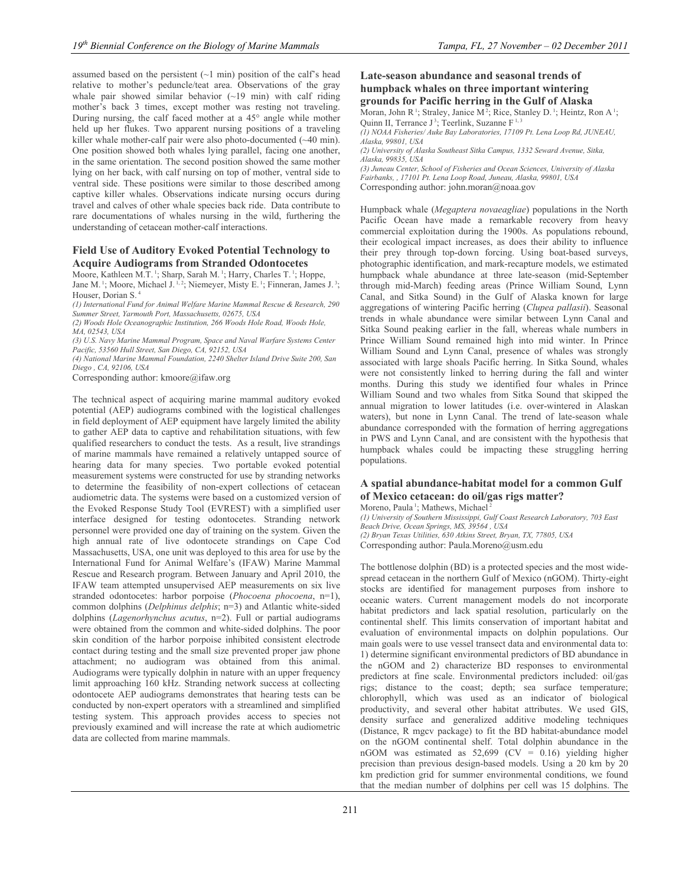assumed based on the persistent (~1 min) position of the calf's head relative to mother's peduncle/teat area. Observations of the gray whale pair showed similar behavior (~19 min) with calf riding mother's back 3 times, except mother was resting not traveling. During nursing, the calf faced mother at a 45° angle while mother held up her flukes. Two apparent nursing positions of a traveling killer whale mother-calf pair were also photo-documented (~40 min). One position showed both whales lying parallel, facing one another, in the same orientation. The second position showed the same mother lying on her back, with calf nursing on top of mother, ventral side to ventral side. These positions were similar to those described among captive killer whales. Observations indicate nursing occurs during travel and calves of other whale species back ride. Data contribute to rare documentations of whales nursing in the wild, furthering the understanding of cetacean mother-calf interactions.

### Field Use of Auditory Evoked Potential Technology to Acquire Audiograms from Stranded Odontocetes

Moore, Kathleen M.T.[1]; Sharp, Sarah M.[1]; Harry, Charles T.[1]; Hoppe, Jane M.[1]; Moore, Michael J.[1,2]; Niemeyer, Misty E.[1]; Finneran, James J.[3]; Houser, Dorian S.[4]

*(1) International Fund for Animal Welfare Marine Mammal Rescue & Research, 290 Summer Street, Yarmouth Port, Massachusetts, 02675, USA*
*(2) Woods Hole Oceanographic Institution, 266 Woods Hole Road, Woods Hole, MA, 02543, USA*
*(3) U.S. Navy Marine Mammal Program, Space and Naval Warfare Systems Center Pacific, 53560 Hull Street, San Diego, CA, 92152, USA*
*(4) National Marine Mammal Foundation, 2240 Shelter Island Drive Suite 200, San Diego , CA, 92106, USA*

Corresponding author: kmoore@ifaw.org

The technical aspect of acquiring marine mammal auditory evoked potential (AEP) audiograms combined with the logistical challenges in field deployment of AEP equipment have largely limited the ability to gather AEP data to captive and rehabilitation situations, with few qualified researchers to conduct the tests. As a result, live strandings of marine mammals have remained a relatively untapped source of hearing data for many species. Two portable evoked potential measurement systems were constructed for use by stranding networks to determine the feasibility of non-expert collections of cetacean audiometric data. The systems were based on a customized version of the Evoked Response Study Tool (EVREST) with a simplified user interface designed for testing odontocetes. Stranding network personnel were provided one day of training on the system. Given the high annual rate of live odontocete strandings on Cape Cod Massachusetts, USA, one unit was deployed to this area for use by the International Fund for Animal Welfare's (IFAW) Marine Mammal Rescue and Research program. Between January and April 2010, the IFAW team attempted unsupervised AEP measurements on six live stranded odontocetes: harbor porpoise (*Phocoena phocoena*, n=1), common dolphins (*Delphinus delphis*; n=3) and Atlantic white-sided dolphins (*Lagenorhynchus acutus*, n=2). Full or partial audiograms were obtained from the common and white-sided dolphins. The poor skin condition of the harbor porpoise inhibited consistent electrode contact during testing and the small size prevented proper jaw phone attachment; no audiogram was obtained from this animal. Audiograms were typically dolphin in nature with an upper frequency limit approaching 160 kHz. Stranding network success at collecting odontocete AEP audiograms demonstrates that hearing tests can be conducted by non-expert operators with a streamlined and simplified testing system. This approach provides access to species not previously examined and will increase the rate at which audiometric data are collected from marine mammals.

### Late-season abundance and seasonal trends of humpback whales on three important wintering grounds for Pacific herring in the Gulf of Alaska

Moran, John R[1]; Straley, Janice M[2]; Rice, Stanley D.[1]; Heintz, Ron A[1]; Quinn II, Terrance J[3]; Teerlink, Suzanne F[1,3]

*(1) NOAA Fisheries/ Auke Bay Laboratories, 17109 Pt. Lena Loop Rd, JUNEAU, Alaska, 99801, USA*
*(2) University of Alaska Southeast Sitka Campus, 1332 Seward Avenue, Sitka, Alaska, 99835, USA*
*(3) Juneau Center, School of Fisheries and Ocean Sciences, University of Alaska Fairbanks, , 17101 Pt. Lena Loop Road, Juneau, Alaska, 99801, USA*

Corresponding author: john.moran@noaa.gov

Humpback whale (*Megaptera novaeagliae*) populations in the North Pacific Ocean have made a remarkable recovery from heavy commercial exploitation during the 1900s. As populations rebound, their ecological impact increases, as does their ability to influence their prey through top-down forcing. Using boat-based surveys, photographic identification, and mark-recapture models, we estimated humpback whale abundance at three late-season (mid-September through mid-March) feeding areas (Prince William Sound, Lynn Canal, and Sitka Sound) in the Gulf of Alaska known for large aggregations of wintering Pacific herring (*Clupea pallasii*). Seasonal trends in whale abundance were similar between Lynn Canal and Sitka Sound peaking earlier in the fall, whereas whale numbers in Prince William Sound remained high into mid winter. In Prince William Sound and Lynn Canal, presence of whales was strongly associated with large shoals Pacific herring. In Sitka Sound, whales were not consistently linked to herring during the fall and winter months. During this study we identified four whales in Prince William Sound and two whales from Sitka Sound that skipped the annual migration to lower latitudes (i.e. over-wintered in Alaskan waters), but none in Lynn Canal. The trend of late-season whale abundance corresponded with the formation of herring aggregations in PWS and Lynn Canal, and are consistent with the hypothesis that humpback whales could be impacting these struggling herring populations.

### A spatial abundance-habitat model for a common Gulf of Mexico cetacean: do oil/gas rigs matter?

Moreno, Paula[1]; Mathews, Michael[2]

*(1) University of Southern Mississippi, Gulf Coast Research Laboratory, 703 East Beach Drive, Ocean Springs, MS, 39564 , USA*
*(2) Bryan Texas Utilities, 630 Atkins Street, Bryan, TX, 77805, USA*

Corresponding author: Paula.Moreno@usm.edu

The bottlenose dolphin (BD) is a protected species and the most wide-spread cetacean in the northern Gulf of Mexico (nGOM). Thirty-eight stocks are identified for management purposes from inshore to oceanic waters. Current management models do not incorporate habitat predictors and lack spatial resolution, particularly on the continental shelf. This limits conservation of important habitat and evaluation of environmental impacts on dolphin populations. Our main goals were to use vessel transect data and environmental data to: 1) determine significant environmental predictors of BD abundance in the nGOM and 2) characterize BD responses to environmental predictors at fine scale. Environmental predictors included: oil/gas rigs; distance to the coast; depth; sea surface temperature; chlorophyll, which was used as an indicator of biological productivity, and several other habitat attributes. We used GIS, density surface and generalized additive modeling techniques (Distance, R mgcv package) to fit the BD habitat-abundance model on the nGOM continental shelf. Total dolphin abundance in the nGOM was estimated as 52,699 (CV = 0.16) yielding higher precision than previous design-based models. Using a 20 km by 20 km prediction grid for summer environmental conditions, we found that the median number of dolphins per cell was 15 dolphins. The